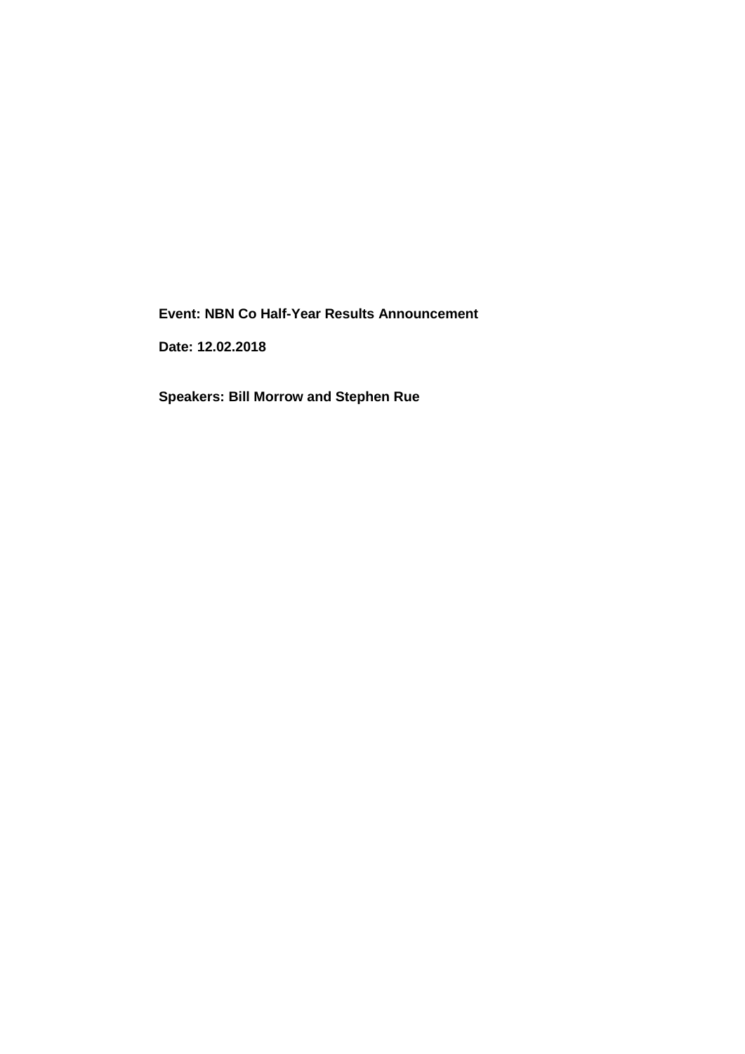**Event: NBN Co Half-Year Results Announcement**

**Date: 12.02.2018**

**Speakers: Bill Morrow and Stephen Rue**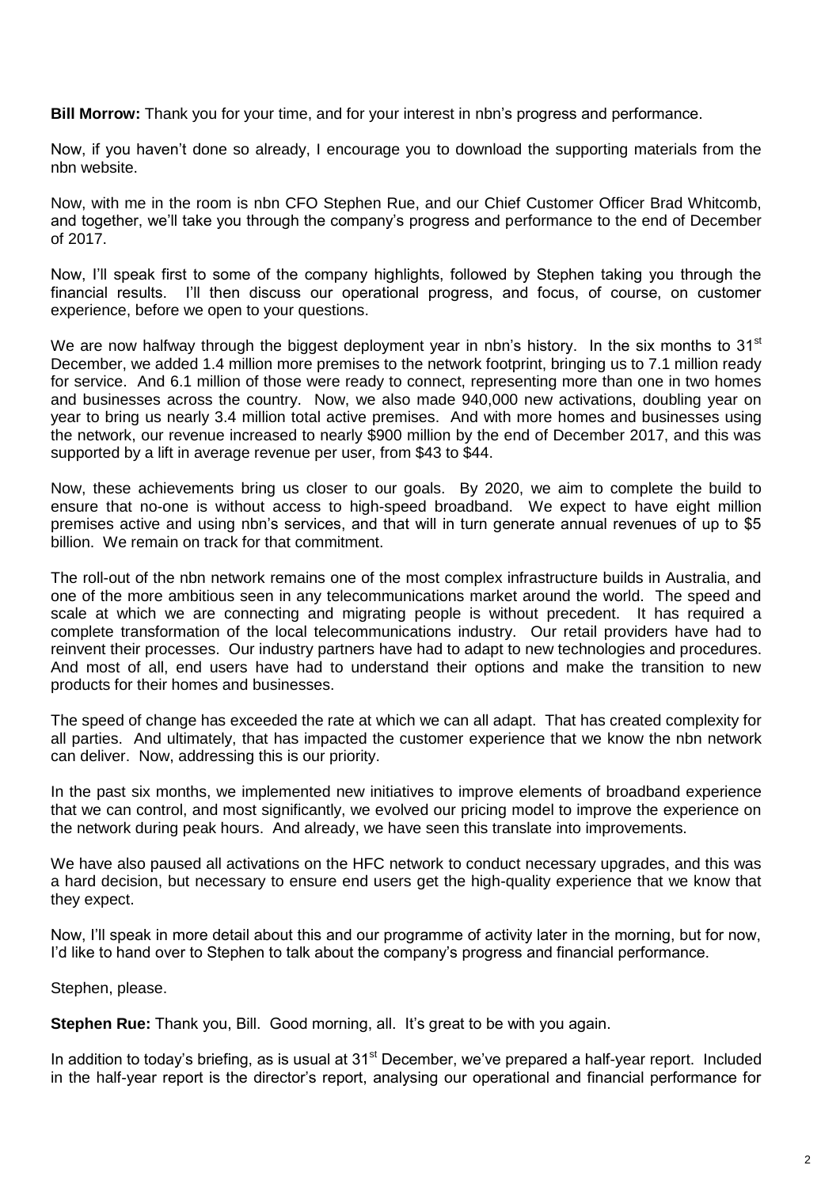**Bill Morrow:** Thank you for your time, and for your interest in nbn's progress and performance.

Now, if you haven't done so already, I encourage you to download the supporting materials from the nbn website.

Now, with me in the room is nbn CFO Stephen Rue, and our Chief Customer Officer Brad Whitcomb, and together, we'll take you through the company's progress and performance to the end of December of 2017.

Now, I'll speak first to some of the company highlights, followed by Stephen taking you through the financial results. I'll then discuss our operational progress, and focus, of course, on customer experience, before we open to your questions.

We are now halfway through the biggest deployment year in nbn's history. In the six months to 31st December, we added 1.4 million more premises to the network footprint, bringing us to 7.1 million ready for service. And 6.1 million of those were ready to connect, representing more than one in two homes and businesses across the country. Now, we also made 940,000 new activations, doubling year on year to bring us nearly 3.4 million total active premises. And with more homes and businesses using the network, our revenue increased to nearly $900 million by the end of December 2017, and this was supported by a lift in average revenue per user, from $43 to $44.

Now, these achievements bring us closer to our goals. By 2020, we aim to complete the build to ensure that no-one is without access to high-speed broadband. We expect to have eight million premises active and using nbn's services, and that will in turn generate annual revenues of up to $5 billion. We remain on track for that commitment.

The roll-out of the nbn network remains one of the most complex infrastructure builds in Australia, and one of the more ambitious seen in any telecommunications market around the world. The speed and scale at which we are connecting and migrating people is without precedent. It has required a complete transformation of the local telecommunications industry. Our retail providers have had to reinvent their processes. Our industry partners have had to adapt to new technologies and procedures. And most of all, end users have had to understand their options and make the transition to new products for their homes and businesses.

The speed of change has exceeded the rate at which we can all adapt. That has created complexity for all parties. And ultimately, that has impacted the customer experience that we know the nbn network can deliver. Now, addressing this is our priority.

In the past six months, we implemented new initiatives to improve elements of broadband experience that we can control, and most significantly, we evolved our pricing model to improve the experience on the network during peak hours. And already, we have seen this translate into improvements.

We have also paused all activations on the HFC network to conduct necessary upgrades, and this was a hard decision, but necessary to ensure end users get the high-quality experience that we know that they expect.

Now, I'll speak in more detail about this and our programme of activity later in the morning, but for now, I'd like to hand over to Stephen to talk about the company's progress and financial performance.

Stephen, please.

**Stephen Rue:** Thank you, Bill. Good morning, all. It's great to be with you again.

In addition to today's briefing, as is usual at 31st December, we've prepared a half-year report. Included in the half-year report is the director's report, analysing our operational and financial performance for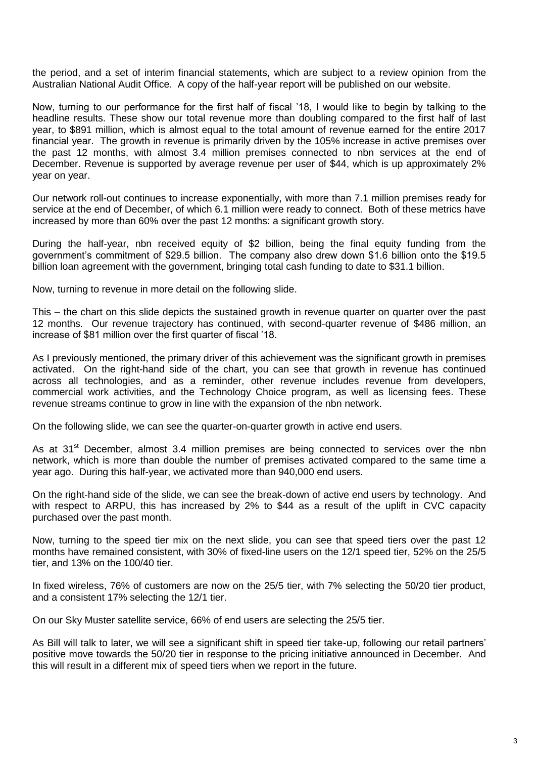the period, and a set of interim financial statements, which are subject to a review opinion from the Australian National Audit Office. A copy of the half-year report will be published on our website.

Now, turning to our performance for the first half of fiscal '18, I would like to begin by talking to the headline results. These show our total revenue more than doubling compared to the first half of last year, to $891 million, which is almost equal to the total amount of revenue earned for the entire 2017 financial year. The growth in revenue is primarily driven by the 105% increase in active premises over the past 12 months, with almost 3.4 million premises connected to nbn services at the end of December. Revenue is supported by average revenue per user of $44, which is up approximately 2% year on year.

Our network roll-out continues to increase exponentially, with more than 7.1 million premises ready for service at the end of December, of which 6.1 million were ready to connect. Both of these metrics have increased by more than 60% over the past 12 months: a significant growth story.

During the half-year, nbn received equity of $2 billion, being the final equity funding from the government's commitment of $29.5 billion. The company also drew down $1.6 billion onto the $19.5 billion loan agreement with the government, bringing total cash funding to date to $31.1 billion.

Now, turning to revenue in more detail on the following slide.

This – the chart on this slide depicts the sustained growth in revenue quarter on quarter over the past 12 months. Our revenue trajectory has continued, with second-quarter revenue of $486 million, an increase of $81 million over the first quarter of fiscal '18.

As I previously mentioned, the primary driver of this achievement was the significant growth in premises activated. On the right-hand side of the chart, you can see that growth in revenue has continued across all technologies, and as a reminder, other revenue includes revenue from developers, commercial work activities, and the Technology Choice program, as well as licensing fees. These revenue streams continue to grow in line with the expansion of the nbn network.

On the following slide, we can see the quarter-on-quarter growth in active end users.

As at 31st December, almost 3.4 million premises are being connected to services over the nbn network, which is more than double the number of premises activated compared to the same time a year ago. During this half-year, we activated more than 940,000 end users.

On the right-hand side of the slide, we can see the break-down of active end users by technology. And with respect to ARPU, this has increased by 2% to $44 as a result of the uplift in CVC capacity purchased over the past month.

Now, turning to the speed tier mix on the next slide, you can see that speed tiers over the past 12 months have remained consistent, with 30% of fixed-line users on the 12/1 speed tier, 52% on the 25/5 tier, and 13% on the 100/40 tier.

In fixed wireless, 76% of customers are now on the 25/5 tier, with 7% selecting the 50/20 tier product, and a consistent 17% selecting the 12/1 tier.

On our Sky Muster satellite service, 66% of end users are selecting the 25/5 tier.

As Bill will talk to later, we will see a significant shift in speed tier take-up, following our retail partners' positive move towards the 50/20 tier in response to the pricing initiative announced in December. And this will result in a different mix of speed tiers when we report in the future.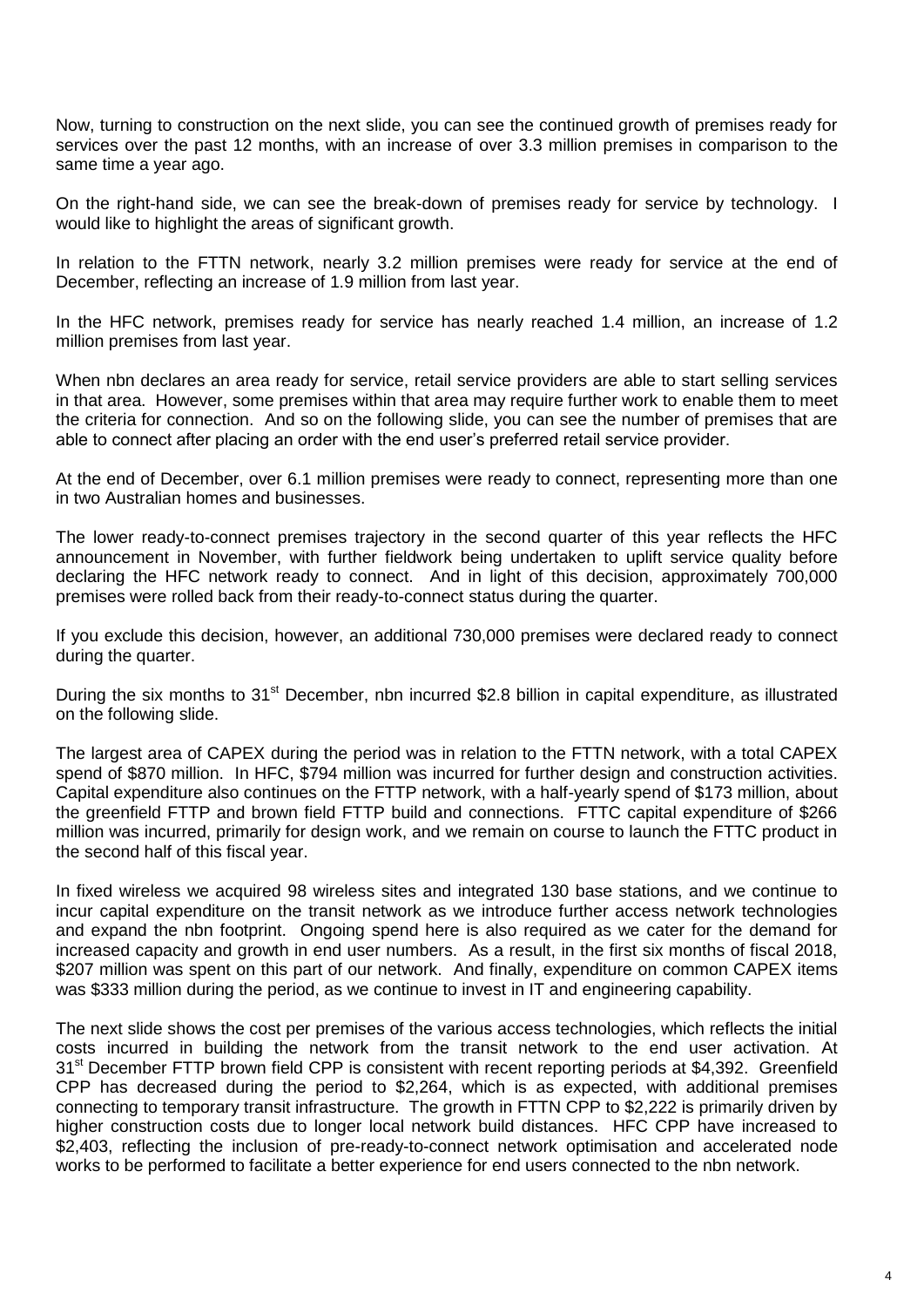Now, turning to construction on the next slide, you can see the continued growth of premises ready for services over the past 12 months, with an increase of over 3.3 million premises in comparison to the same time a year ago.

On the right-hand side, we can see the break-down of premises ready for service by technology. I would like to highlight the areas of significant growth.

In relation to the FTTN network, nearly 3.2 million premises were ready for service at the end of December, reflecting an increase of 1.9 million from last year.

In the HFC network, premises ready for service has nearly reached 1.4 million, an increase of 1.2 million premises from last year.

When nbn declares an area ready for service, retail service providers are able to start selling services in that area. However, some premises within that area may require further work to enable them to meet the criteria for connection. And so on the following slide, you can see the number of premises that are able to connect after placing an order with the end user's preferred retail service provider.

At the end of December, over 6.1 million premises were ready to connect, representing more than one in two Australian homes and businesses.

The lower ready-to-connect premises trajectory in the second quarter of this year reflects the HFC announcement in November, with further fieldwork being undertaken to uplift service quality before declaring the HFC network ready to connect. And in light of this decision, approximately 700,000 premises were rolled back from their ready-to-connect status during the quarter.

If you exclude this decision, however, an additional 730,000 premises were declared ready to connect during the quarter.

During the six months to 31st December, nbn incurred $2.8 billion in capital expenditure, as illustrated on the following slide.

The largest area of CAPEX during the period was in relation to the FTTN network, with a total CAPEX spend of $870 million. In HFC, $794 million was incurred for further design and construction activities. Capital expenditure also continues on the FTTP network, with a half-yearly spend of $173 million, about the greenfield FTTP and brown field FTTP build and connections. FTTC capital expenditure of $266 million was incurred, primarily for design work, and we remain on course to launch the FTTC product in the second half of this fiscal year.

In fixed wireless we acquired 98 wireless sites and integrated 130 base stations, and we continue to incur capital expenditure on the transit network as we introduce further access network technologies and expand the nbn footprint. Ongoing spend here is also required as we cater for the demand for increased capacity and growth in end user numbers. As a result, in the first six months of fiscal 2018, $207 million was spent on this part of our network. And finally, expenditure on common CAPEX items was $333 million during the period, as we continue to invest in IT and engineering capability.

The next slide shows the cost per premises of the various access technologies, which reflects the initial costs incurred in building the network from the transit network to the end user activation. At 31st December FTTP brown field CPP is consistent with recent reporting periods at $4,392. Greenfield CPP has decreased during the period to $2,264, which is as expected, with additional premises connecting to temporary transit infrastructure. The growth in FTTN CPP to $2,222 is primarily driven by higher construction costs due to longer local network build distances. HFC CPP have increased to $2,403, reflecting the inclusion of pre-ready-to-connect network optimisation and accelerated node works to be performed to facilitate a better experience for end users connected to the nbn network.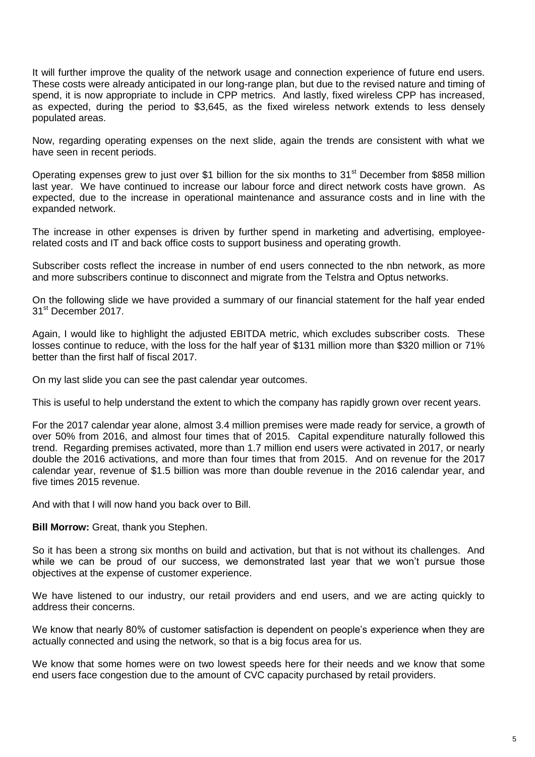It will further improve the quality of the network usage and connection experience of future end users. These costs were already anticipated in our long-range plan, but due to the revised nature and timing of spend, it is now appropriate to include in CPP metrics. And lastly, fixed wireless CPP has increased, as expected, during the period to $3,645, as the fixed wireless network extends to less densely populated areas.

Now, regarding operating expenses on the next slide, again the trends are consistent with what we have seen in recent periods.

Operating expenses grew to just over $1 billion for the six months to 31st December from $858 million last year. We have continued to increase our labour force and direct network costs have grown. As expected, due to the increase in operational maintenance and assurance costs and in line with the expanded network.

The increase in other expenses is driven by further spend in marketing and advertising, employee-related costs and IT and back office costs to support business and operating growth.

Subscriber costs reflect the increase in number of end users connected to the nbn network, as more and more subscribers continue to disconnect and migrate from the Telstra and Optus networks.

On the following slide we have provided a summary of our financial statement for the half year ended 31st December 2017.

Again, I would like to highlight the adjusted EBITDA metric, which excludes subscriber costs. These losses continue to reduce, with the loss for the half year of $131 million more than $320 million or 71% better than the first half of fiscal 2017.

On my last slide you can see the past calendar year outcomes.

This is useful to help understand the extent to which the company has rapidly grown over recent years.

For the 2017 calendar year alone, almost 3.4 million premises were made ready for service, a growth of over 50% from 2016, and almost four times that of 2015. Capital expenditure naturally followed this trend. Regarding premises activated, more than 1.7 million end users were activated in 2017, or nearly double the 2016 activations, and more than four times that from 2015. And on revenue for the 2017 calendar year, revenue of $1.5 billion was more than double revenue in the 2016 calendar year, and five times 2015 revenue.

And with that I will now hand you back over to Bill.

**Bill Morrow:** Great, thank you Stephen.

So it has been a strong six months on build and activation, but that is not without its challenges. And while we can be proud of our success, we demonstrated last year that we won't pursue those objectives at the expense of customer experience.

We have listened to our industry, our retail providers and end users, and we are acting quickly to address their concerns.

We know that nearly 80% of customer satisfaction is dependent on people's experience when they are actually connected and using the network, so that is a big focus area for us.

We know that some homes were on two lowest speeds here for their needs and we know that some end users face congestion due to the amount of CVC capacity purchased by retail providers.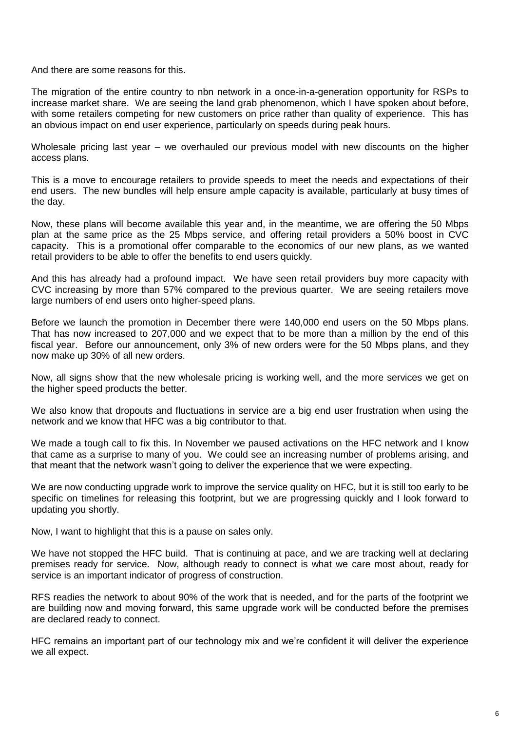And there are some reasons for this.

The migration of the entire country to nbn network in a once-in-a-generation opportunity for RSPs to increase market share. We are seeing the land grab phenomenon, which I have spoken about before, with some retailers competing for new customers on price rather than quality of experience. This has an obvious impact on end user experience, particularly on speeds during peak hours.

Wholesale pricing last year – we overhauled our previous model with new discounts on the higher access plans.

This is a move to encourage retailers to provide speeds to meet the needs and expectations of their end users. The new bundles will help ensure ample capacity is available, particularly at busy times of the day.

Now, these plans will become available this year and, in the meantime, we are offering the 50 Mbps plan at the same price as the 25 Mbps service, and offering retail providers a 50% boost in CVC capacity. This is a promotional offer comparable to the economics of our new plans, as we wanted retail providers to be able to offer the benefits to end users quickly.

And this has already had a profound impact. We have seen retail providers buy more capacity with CVC increasing by more than 57% compared to the previous quarter. We are seeing retailers move large numbers of end users onto higher-speed plans.

Before we launch the promotion in December there were 140,000 end users on the 50 Mbps plans. That has now increased to 207,000 and we expect that to be more than a million by the end of this fiscal year. Before our announcement, only 3% of new orders were for the 50 Mbps plans, and they now make up 30% of all new orders.

Now, all signs show that the new wholesale pricing is working well, and the more services we get on the higher speed products the better.

We also know that dropouts and fluctuations in service are a big end user frustration when using the network and we know that HFC was a big contributor to that.

We made a tough call to fix this. In November we paused activations on the HFC network and I know that came as a surprise to many of you. We could see an increasing number of problems arising, and that meant that the network wasn't going to deliver the experience that we were expecting.

We are now conducting upgrade work to improve the service quality on HFC, but it is still too early to be specific on timelines for releasing this footprint, but we are progressing quickly and I look forward to updating you shortly.

Now, I want to highlight that this is a pause on sales only.

We have not stopped the HFC build. That is continuing at pace, and we are tracking well at declaring premises ready for service. Now, although ready to connect is what we care most about, ready for service is an important indicator of progress of construction.

RFS readies the network to about 90% of the work that is needed, and for the parts of the footprint we are building now and moving forward, this same upgrade work will be conducted before the premises are declared ready to connect.

HFC remains an important part of our technology mix and we're confident it will deliver the experience we all expect.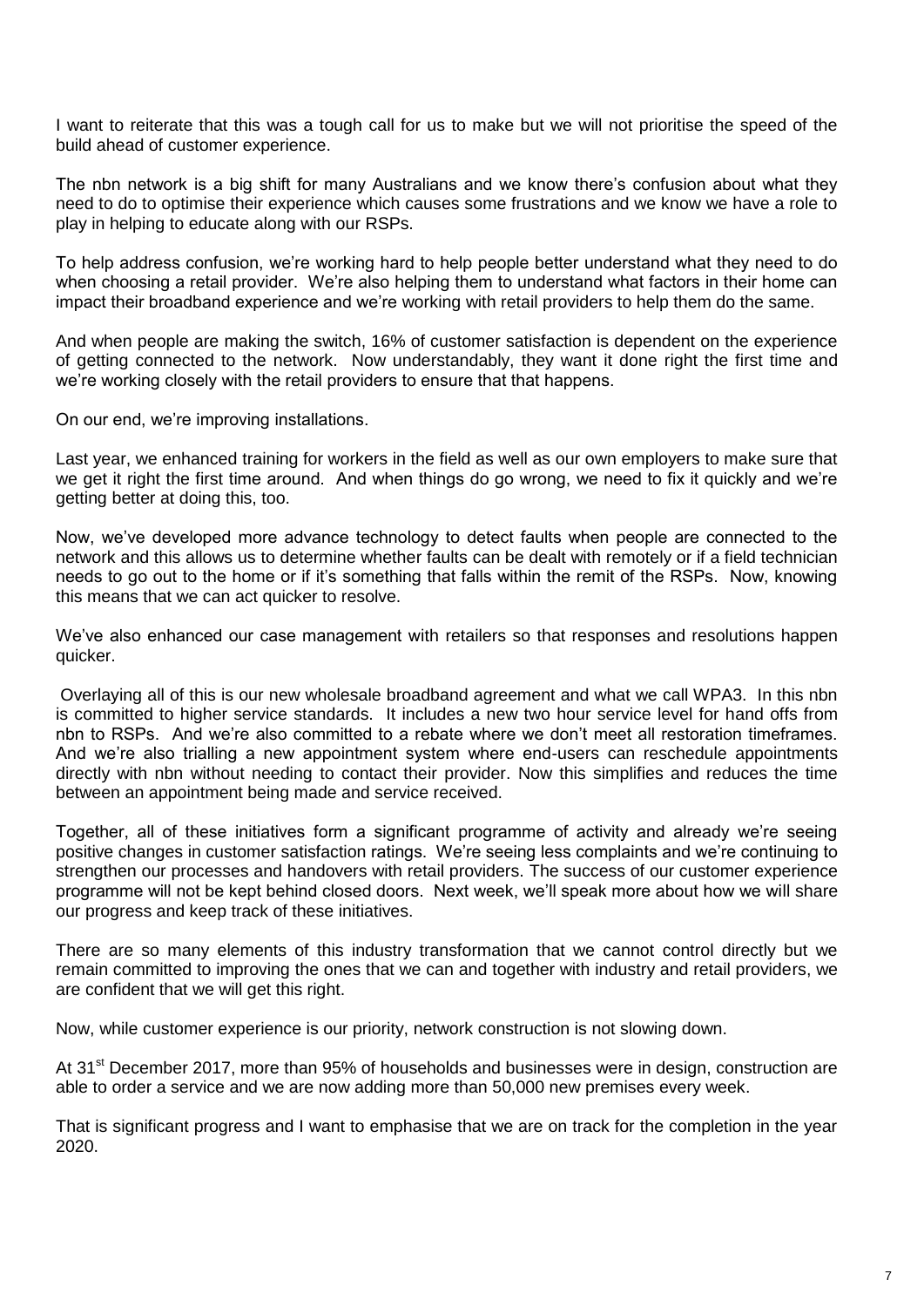I want to reiterate that this was a tough call for us to make but we will not prioritise the speed of the build ahead of customer experience.

The nbn network is a big shift for many Australians and we know there's confusion about what they need to do to optimise their experience which causes some frustrations and we know we have a role to play in helping to educate along with our RSPs.

To help address confusion, we're working hard to help people better understand what they need to do when choosing a retail provider. We're also helping them to understand what factors in their home can impact their broadband experience and we're working with retail providers to help them do the same.

And when people are making the switch, 16% of customer satisfaction is dependent on the experience of getting connected to the network. Now understandably, they want it done right the first time and we're working closely with the retail providers to ensure that that happens.

On our end, we're improving installations.

Last year, we enhanced training for workers in the field as well as our own employers to make sure that we get it right the first time around. And when things do go wrong, we need to fix it quickly and we're getting better at doing this, too.

Now, we've developed more advance technology to detect faults when people are connected to the network and this allows us to determine whether faults can be dealt with remotely or if a field technician needs to go out to the home or if it's something that falls within the remit of the RSPs. Now, knowing this means that we can act quicker to resolve.

We've also enhanced our case management with retailers so that responses and resolutions happen quicker.

Overlaying all of this is our new wholesale broadband agreement and what we call WPA3. In this nbn is committed to higher service standards. It includes a new two hour service level for hand offs from nbn to RSPs. And we're also committed to a rebate where we don't meet all restoration timeframes. And we're also trialling a new appointment system where end-users can reschedule appointments directly with nbn without needing to contact their provider. Now this simplifies and reduces the time between an appointment being made and service received.

Together, all of these initiatives form a significant programme of activity and already we're seeing positive changes in customer satisfaction ratings. We're seeing less complaints and we're continuing to strengthen our processes and handovers with retail providers. The success of our customer experience programme will not be kept behind closed doors. Next week, we'll speak more about how we will share our progress and keep track of these initiatives.

There are so many elements of this industry transformation that we cannot control directly but we remain committed to improving the ones that we can and together with industry and retail providers, we are confident that we will get this right.

Now, while customer experience is our priority, network construction is not slowing down.

At 31st December 2017, more than 95% of households and businesses were in design, construction are able to order a service and we are now adding more than 50,000 new premises every week.

That is significant progress and I want to emphasise that we are on track for the completion in the year 2020.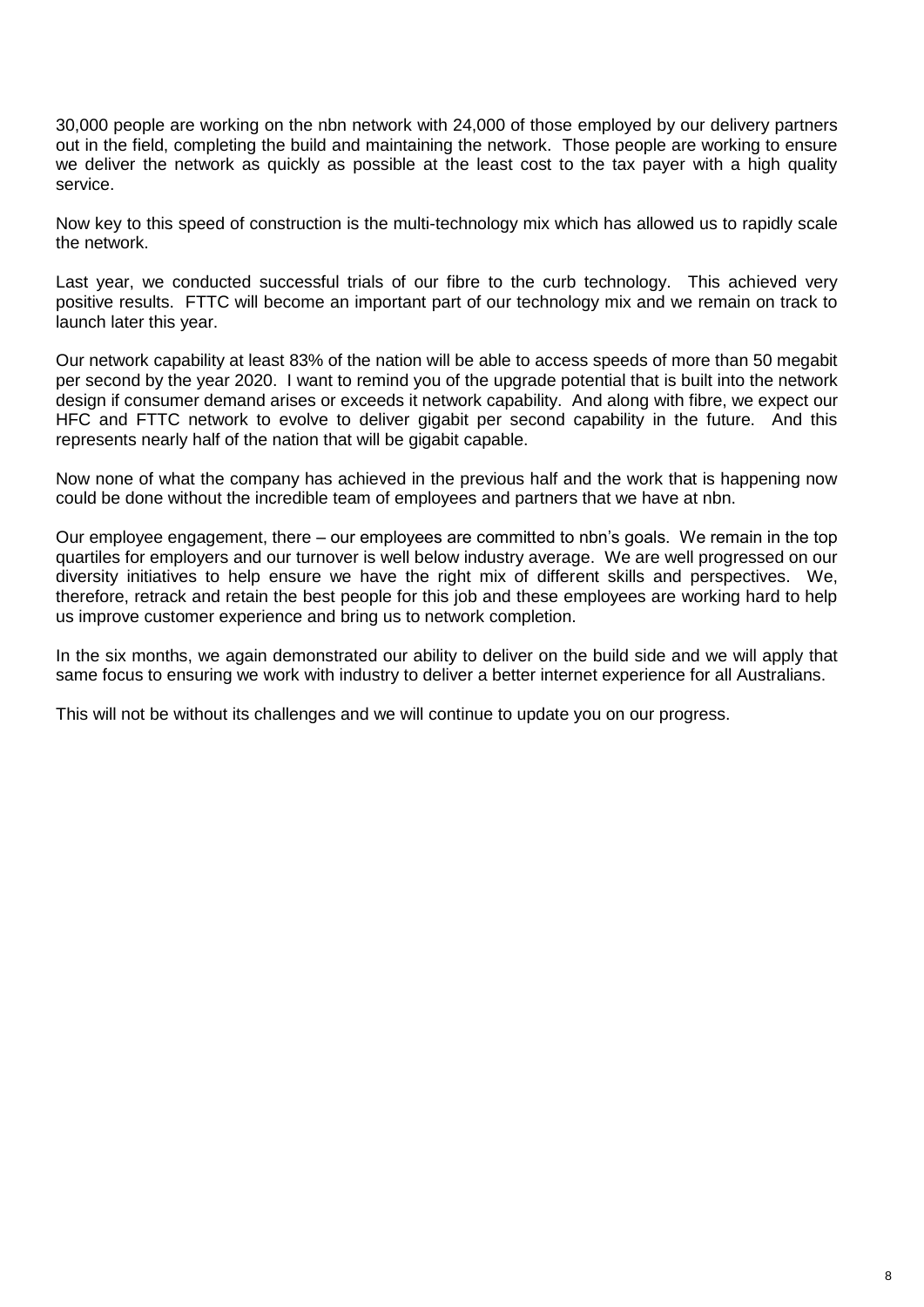30,000 people are working on the nbn network with 24,000 of those employed by our delivery partners out in the field, completing the build and maintaining the network. Those people are working to ensure we deliver the network as quickly as possible at the least cost to the tax payer with a high quality service.

Now key to this speed of construction is the multi-technology mix which has allowed us to rapidly scale the network.

Last year, we conducted successful trials of our fibre to the curb technology. This achieved very positive results. FTTC will become an important part of our technology mix and we remain on track to launch later this year.

Our network capability at least 83% of the nation will be able to access speeds of more than 50 megabit per second by the year 2020. I want to remind you of the upgrade potential that is built into the network design if consumer demand arises or exceeds it network capability. And along with fibre, we expect our HFC and FTTC network to evolve to deliver gigabit per second capability in the future. And this represents nearly half of the nation that will be gigabit capable.

Now none of what the company has achieved in the previous half and the work that is happening now could be done without the incredible team of employees and partners that we have at nbn.

Our employee engagement, there – our employees are committed to nbn's goals. We remain in the top quartiles for employers and our turnover is well below industry average. We are well progressed on our diversity initiatives to help ensure we have the right mix of different skills and perspectives. We, therefore, retrack and retain the best people for this job and these employees are working hard to help us improve customer experience and bring us to network completion.

In the six months, we again demonstrated our ability to deliver on the build side and we will apply that same focus to ensuring we work with industry to deliver a better internet experience for all Australians.

This will not be without its challenges and we will continue to update you on our progress.